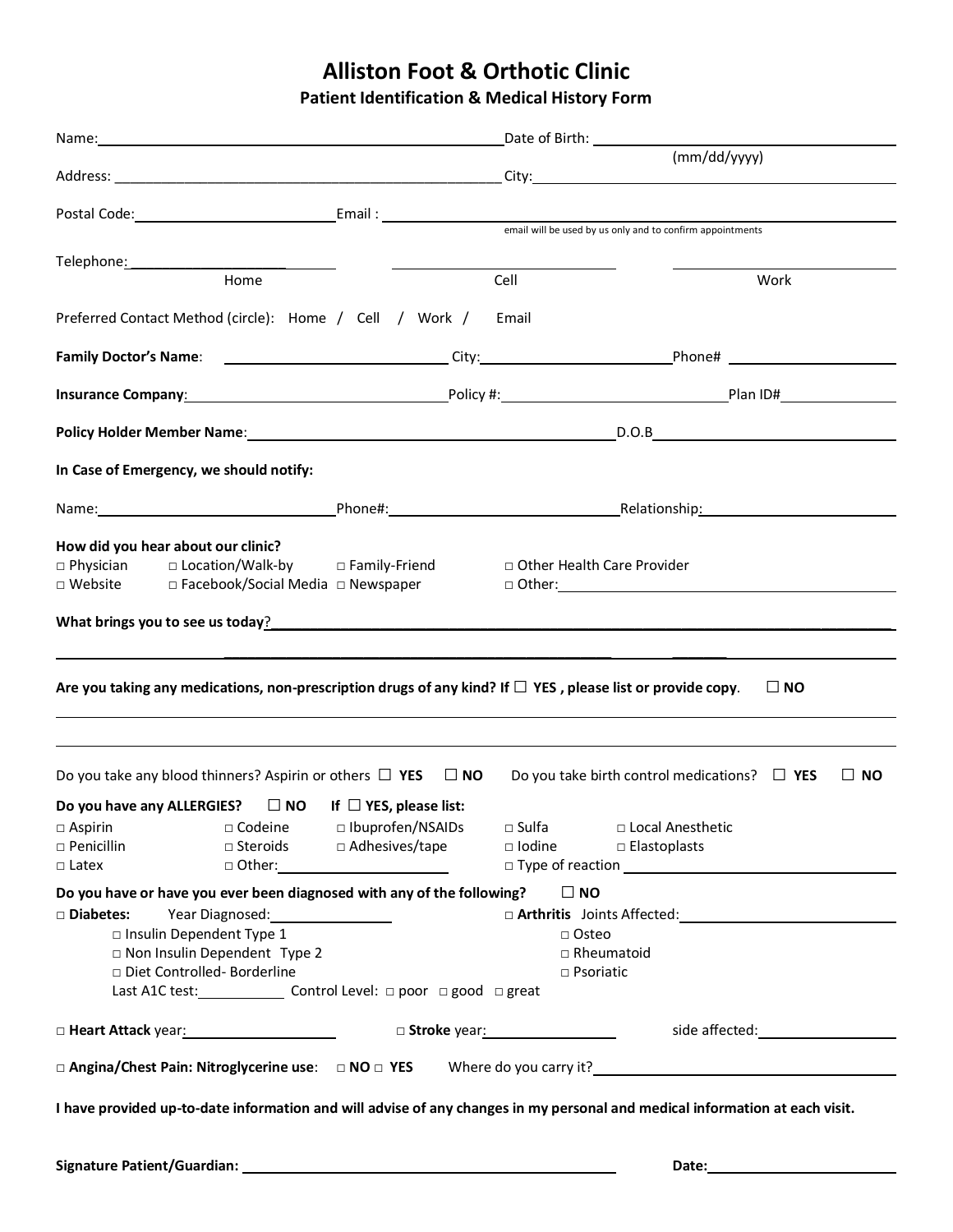# Alliston Foot & Orthotic Clinic

## Patient Identification & Medical History Form

Name: ______________________ Date of Birth: ______________________ (mm/dd/yyyy)

Address: ______________________ City: ______________________

Postal Code: ______________ Email : ______________________

email will be used by us only and to confirm appointments

Telephone: ______________ (Home) ______________ (Cell) ______________ (Work)

Preferred Contact Method (circle): Home / Cell / Work / Email

**Family Doctor's Name**: ______________ City: ______________ Phone# ______________

**Insurance Company**: ______________ Policy #: ______________ Plan ID# ______________

**Policy Holder Member Name**: ______________________ D.O.B ______________

**In Case of Emergency, we should notify:**

Name: ______________ Phone#: ______________ Relationship: ______________

**How did you hear about our clinic?**

□ Physician □ Location/Walk-by □ Family-Friend □ Other Health Care Provider
□ Website □ Facebook/Social Media □ Newspaper □ Other: ______________

**What brings you to see us today?** ______________________________________________

______________________________________________

**Are you taking any medications, non-prescription drugs of any kind? If ☐ YES , please list or provide copy**. ☐ **NO**

______________________________________________

______________________________________________

Do you take any blood thinners? Aspirin or others ☐ **YES** ☐ **NO** Do you take birth control medications? ☐ **YES** ☐ **NO**

**Do you have any ALLERGIES?** ☐ **NO** **If** ☐ **YES, please list:**

□ Aspirin □ Codeine □ Ibuprofen/NSAIDs □ Sulfa □ Local Anesthetic
□ Penicillin □ Steroids □ Adhesives/tape □ Iodine □ Elastoplasts
□ Latex □ Other: ______________ □ Type of reaction ______________

**Do you have or have you ever been diagnosed with any of the following?** ☐ **NO**

□ **Diabetes:** Year Diagnosed: ______________
- □ Insulin Dependent Type 1
- □ Non Insulin Dependent Type 2
- □ Diet Controlled- Borderline
- Last A1C test: __________ Control Level: □ poor □ good □ great

□ **Arthritis** Joints Affected: ______________
- □ Osteo
- □ Rheumatoid
- □ Psoriatic

□ **Heart Attack** year: ______________ □ **Stroke** year: ______________ side affected: ______________

□ **Angina/Chest Pain: Nitroglycerine use**: □ **NO** □ **YES** Where do you carry it? ______________

**I have provided up-to-date information and will advise of any changes in my personal and medical information at each visit.**

**Signature Patient/Guardian:** ______________________ **Date:** ______________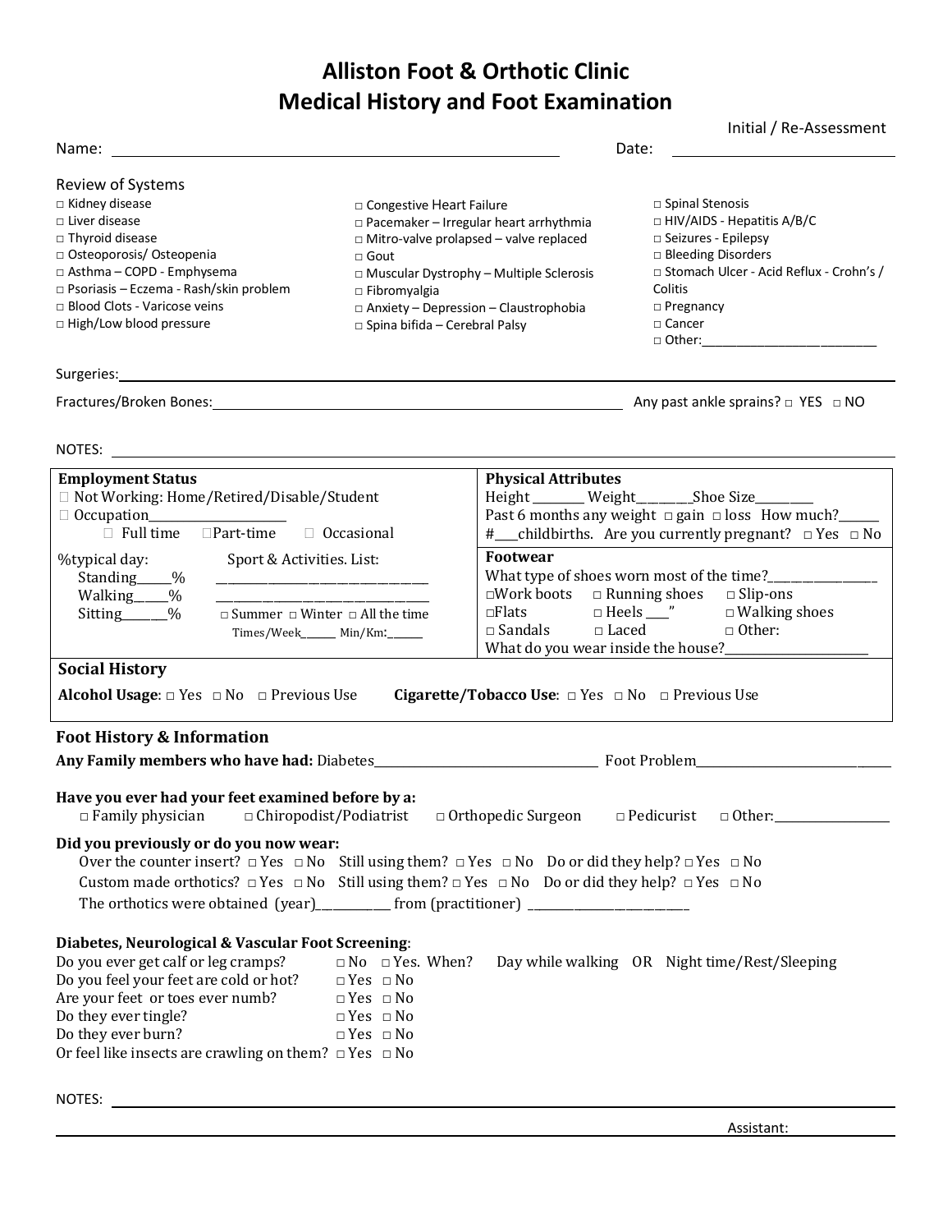# Alliston Foot & Orthotic Clinic
## Medical History and Foot Examination

Initial / Re-Assessment

Name: ______________________________ Date: ______________

### Review of Systems

- □ Kidney disease
- □ Liver disease
- □ Thyroid disease
- □ Osteoporosis/ Osteopenia
- □ Asthma – COPD - Emphysema
- □ Psoriasis – Eczema - Rash/skin problem
- □ Blood Clots - Varicose veins
- □ High/Low blood pressure
- □ Congestive Heart Failure
- □ Pacemaker – Irregular heart arrhythmia
- □ Mitro-valve prolapsed – valve replaced
- □ Gout
- □ Muscular Dystrophy – Multiple Sclerosis
- □ Fibromyalgia
- □ Anxiety – Depression – Claustrophobia
- □ Spina bifida – Cerebral Palsy
- □ Spinal Stenosis
- □ HIV/AIDS - Hepatitis A/B/C
- □ Seizures - Epilepsy
- □ Bleeding Disorders
- □ Stomach Ulcer - Acid Reflux - Crohn's / Colitis
- □ Pregnancy
- □ Cancer
- □ Other:_______________________

Surgeries: ______________________________

Fractures/Broken Bones: ______________________________ Any past ankle sprains? □ YES □ NO

NOTES: ______________________________

| **Employment Status** | **Physical Attributes** |
|---|---|
| □ Not Working: Home/Retired/Disable/Student<br>□ Occupation___________________<br>□ Full time □Part-time □ Occasional | Height _______ Weight________Shoe Size________<br>Past 6 months any weight □ gain □ loss How much?______<br>#___childbirths. Are you currently pregnant? □ Yes □ No |
| %typical day:<br>Standing_____%<br>Walking_____%<br>Sitting______%<br>Sport & Activities. List:<br>______________________________<br>______________________________<br>□ Summer □ Winter □ All the time<br>Times/Week______ Min/Km:______ | **Footwear**<br>What type of shoes worn most of the time?________________<br>□Work boots □ Running shoes □ Slip-ons<br>□Flats □ Heels ___" □ Walking shoes<br>□ Sandals □ Laced □ Other:<br>What do you wear inside the house?_____________________ |

### Social History

**Alcohol Usage**: □ Yes □ No □ Previous Use **Cigarette/Tobacco Use**: □ Yes □ No □ Previous Use

### Foot History & Information

**Any Family members who have had:** Diabetes______________________________ Foot Problem__________________________

**Have you ever had your feet examined before by a:**
□ Family physician □ Chiropodist/Podiatrist □ Orthopedic Surgeon □ Pedicurist □ Other:________________

**Did you previously or do you now wear:**
Over the counter insert? □ Yes □ No Still using them? □ Yes □ No Do or did they help? □ Yes □ No
Custom made orthotics? □ Yes □ No Still using them? □ Yes □ No Do or did they help? □ Yes □ No
The orthotics were obtained (year)__________ from (practitioner) ________________________

**Diabetes, Neurological & Vascular Foot Screening**:

Do you ever get calf or leg cramps? □ No □ Yes. When? Day while walking OR Night time/Rest/Sleeping
Do you feel your feet are cold or hot? □ Yes □ No
Are your feet or toes ever numb? □ Yes □ No
Do they ever tingle? □ Yes □ No
Do they ever burn? □ Yes □ No
Or feel like insects are crawling on them? □ Yes □ No

NOTES: ______________________________

Assistant: ______________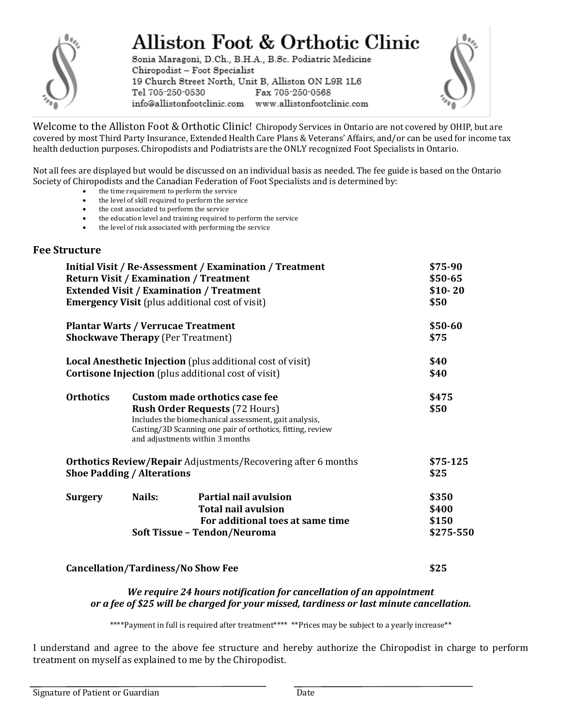# Alliston Foot & Orthotic Clinic

Sonia Maragoni, D.Ch., B.H.A., B.Sc. Podiatric Medicine
Chiropodist – Foot Specialist
19 Church Street North, Unit B, Alliston ON L9R 1L6
Tel 705-250-0530 Fax 705-250-0568
info@allistonfootclinic.com www.allistonfootclinic.com

Welcome to the Alliston Foot & Orthotic Clinic! Chiropody Services in Ontario are not covered by OHIP, but are covered by most Third Party Insurance, Extended Health Care Plans & Veterans' Affairs, and/or can be used for income tax health deduction purposes. Chiropodists and Podiatrists are the ONLY recognized Foot Specialists in Ontario.

Not all fees are displayed but would be discussed on an individual basis as needed. The fee guide is based on the Ontario Society of Chiropodists and the Canadian Federation of Foot Specialists and is determined by:

- the time requirement to perform the service
- the level of skill required to perform the service
- the cost associated to perform the service
- the education level and training required to perform the service
- the level of risk associated with performing the service

## Fee Structure

| | | | |
|---|---|---|---|
| **Initial Visit / Re-Assessment / Examination / Treatment** | | | **$75-90** |
| **Return Visit / Examination / Treatment** | | | **$50-65** |
| **Extended Visit / Examination / Treatment** | | | **$10- 20** |
| **Emergency Visit** (plus additional cost of visit) | | | **$50** |
| **Plantar Warts / Verrucae Treatment** | | | **$50-60** |
| **Shockwave Therapy** (Per Treatment) | | | **$75** |
| **Local Anesthetic Injection** (plus additional cost of visit) | | | **$40** |
| **Cortisone Injection** (plus additional cost of visit) | | | **$40** |
| **Orthotics** | **Custom made orthotics case fee** | | **$475** |
| | **Rush Order Requests** (72 Hours) | | **$50** |
| | Includes the biomechanical assessment, gait analysis, Casting/3D Scanning one pair of orthotics, fitting, review and adjustments within 3 months | | |
| **Orthotics Review/Repair** Adjustments/Recovering after 6 months | | | **$75-125** |
| **Shoe Padding / Alterations** | | | **$25** |
| **Surgery** | **Nails:** | **Partial nail avulsion** | **$350** |
| | | **Total nail avulsion** | **$400** |
| | | **For additional toes at same time** | **$150** |
| | **Soft Tissue – Tendon/Neuroma** | | **$275-550** |
| **Cancellation/Tardiness/No Show Fee** | | | **$25** |

***We require 24 hours notification for cancellation of an appointment or a fee of $25 will be charged for your missed, tardiness or last minute cancellation.***

****Payment in full is required after treatment**** **Prices may be subject to a yearly increase**

I understand and agree to the above fee structure and hereby authorize the Chiropodist in charge to perform treatment on myself as explained to me by the Chiropodist.

_______________________________ _______________________________

Signature of Patient or Guardian Date